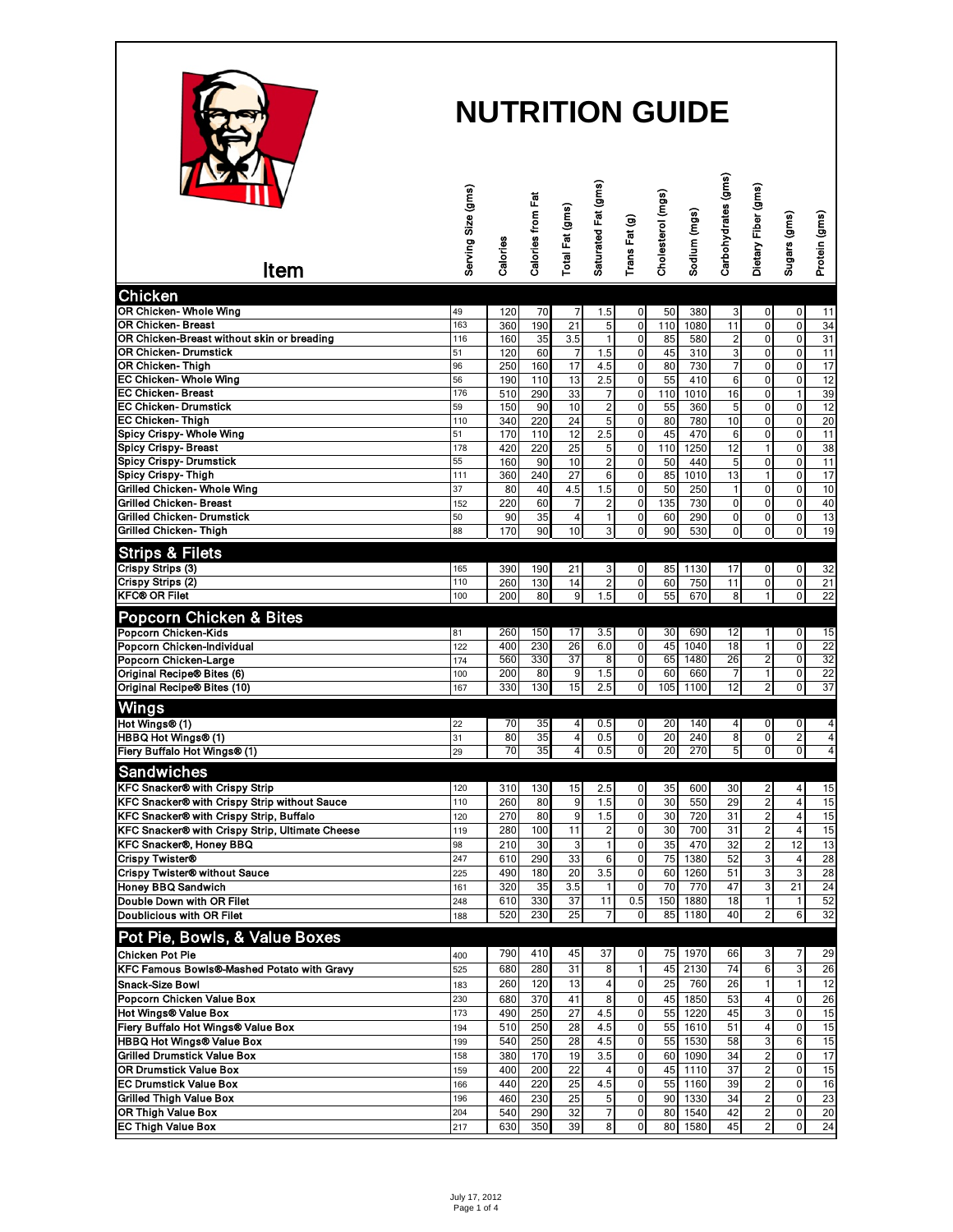# NUTRITION GUIDE

| Item | Serving Size (gms) | Calories | Calories from Fat | Total Fat (gms) | Saturated Fat (gms) | Trans Fat (g) | Cholesterol (mgs) | Sodium (mgs) | Carbohydrates (gms) | Dietary Fiber (gms) | Sugars (gms) | Protein (gms) |
|---|---|---|---|---|---|---|---|---|---|---|---|---|
| **Chicken** | | | | | | | | | | | | |
| OR Chicken- Whole Wing | 49 | 120 | 70 | 7 | 1.5 | 0 | 50 | 380 | 3 | 0 | 0 | 11 |
| OR Chicken- Breast | 163 | 360 | 190 | 21 | 5 | 0 | 110 | 1080 | 11 | 0 | 0 | 34 |
| OR Chicken-Breast without skin or breading | 116 | 160 | 35 | 3.5 | 1 | 0 | 85 | 580 | 2 | 0 | 0 | 31 |
| OR Chicken- Drumstick | 51 | 120 | 60 | 7 | 1.5 | 0 | 45 | 310 | 3 | 0 | 0 | 11 |
| OR Chicken- Thigh | 96 | 250 | 160 | 17 | 4.5 | 0 | 80 | 730 | 7 | 0 | 0 | 17 |
| EC Chicken- Whole Wing | 56 | 190 | 110 | 13 | 2.5 | 0 | 55 | 410 | 6 | 0 | 0 | 12 |
| EC Chicken- Breast | 176 | 510 | 290 | 33 | 7 | 0 | 110 | 1010 | 16 | 0 | 1 | 39 |
| EC Chicken- Drumstick | 59 | 150 | 90 | 10 | 2 | 0 | 55 | 360 | 5 | 0 | 0 | 12 |
| EC Chicken- Thigh | 110 | 340 | 220 | 24 | 5 | 0 | 80 | 780 | 10 | 0 | 0 | 20 |
| Spicy Crispy- Whole Wing | 51 | 170 | 110 | 12 | 2.5 | 0 | 45 | 470 | 6 | 0 | 0 | 11 |
| Spicy Crispy- Breast | 178 | 420 | 220 | 25 | 5 | 0 | 110 | 1250 | 12 | 1 | 0 | 38 |
| Spicy Crispy- Drumstick | 55 | 160 | 90 | 10 | 2 | 0 | 50 | 440 | 5 | 0 | 0 | 11 |
| Spicy Crispy- Thigh | 111 | 360 | 240 | 27 | 6 | 0 | 85 | 1010 | 13 | 1 | 0 | 17 |
| Grilled Chicken- Whole Wing | 37 | 80 | 40 | 4.5 | 1.5 | 0 | 50 | 250 | 1 | 0 | 0 | 10 |
| Grilled Chicken- Breast | 152 | 220 | 60 | 7 | 2 | 0 | 135 | 730 | 0 | 0 | 0 | 40 |
| Grilled Chicken- Drumstick | 50 | 90 | 35 | 4 | 1 | 0 | 60 | 290 | 0 | 0 | 0 | 13 |
| Grilled Chicken- Thigh | 88 | 170 | 90 | 10 | 3 | 0 | 90 | 530 | 0 | 0 | 0 | 19 |
| **Strips & Filets** | | | | | | | | | | | | |
| Crispy Strips (3) | 165 | 390 | 190 | 21 | 3 | 0 | 85 | 1130 | 17 | 0 | 0 | 32 |
| Crispy Strips (2) | 110 | 260 | 130 | 14 | 2 | 0 | 60 | 750 | 11 | 0 | 0 | 21 |
| KFC® OR Filet | 100 | 200 | 80 | 9 | 1.5 | 0 | 55 | 670 | 8 | 1 | 0 | 22 |
| **Popcorn Chicken & Bites** | | | | | | | | | | | | |
| Popcorn Chicken-Kids | 81 | 260 | 150 | 17 | 3.5 | 0 | 30 | 690 | 12 | 1 | 0 | 15 |
| Popcorn Chicken-Individual | 122 | 400 | 230 | 26 | 6.0 | 0 | 45 | 1040 | 18 | 1 | 0 | 22 |
| Popcorn Chicken-Large | 174 | 560 | 330 | 37 | 8 | 0 | 65 | 1480 | 26 | 2 | 0 | 32 |
| Original Recipe® Bites (6) | 100 | 200 | 80 | 9 | 1.5 | 0 | 60 | 660 | 7 | 1 | 0 | 22 |
| Original Recipe® Bites (10) | 167 | 330 | 130 | 15 | 2.5 | 0 | 105 | 1100 | 12 | 2 | 0 | 37 |
| **Wings** | | | | | | | | | | | | |
| Hot Wings® (1) | 22 | 70 | 35 | 4 | 0.5 | 0 | 20 | 140 | 4 | 0 | 0 | 4 |
| HBBQ Hot Wings® (1) | 31 | 80 | 35 | 4 | 0.5 | 0 | 20 | 240 | 8 | 0 | 2 | 4 |
| Fiery Buffalo Hot Wings® (1) | 29 | 70 | 35 | 4 | 0.5 | 0 | 20 | 270 | 5 | 0 | 0 | 4 |
| **Sandwiches** | | | | | | | | | | | | |
| KFC Snacker® with Crispy Strip | 120 | 310 | 130 | 15 | 2.5 | 0 | 35 | 600 | 30 | 2 | 4 | 15 |
| KFC Snacker® with Crispy Strip without Sauce | 110 | 260 | 80 | 9 | 1.5 | 0 | 30 | 550 | 29 | 2 | 4 | 15 |
| KFC Snacker® with Crispy Strip, Buffalo | 120 | 270 | 80 | 9 | 1.5 | 0 | 30 | 720 | 31 | 2 | 4 | 15 |
| KFC Snacker® with Crispy Strip, Ultimate Cheese | 119 | 280 | 100 | 11 | 2 | 0 | 30 | 700 | 31 | 2 | 4 | 15 |
| KFC Snacker®, Honey BBQ | 98 | 210 | 30 | 3 | 1 | 0 | 35 | 470 | 32 | 2 | 12 | 13 |
| Crispy Twister® | 247 | 610 | 290 | 33 | 6 | 0 | 75 | 1380 | 52 | 3 | 4 | 28 |
| Crispy Twister® without Sauce | 225 | 490 | 180 | 20 | 3.5 | 0 | 60 | 1260 | 51 | 3 | 3 | 28 |
| Honey BBQ Sandwich | 161 | 320 | 35 | 3.5 | 1 | 0 | 70 | 770 | 47 | 3 | 21 | 24 |
| Double Down with OR Filet | 248 | 610 | 330 | 37 | 11 | 0.5 | 150 | 1880 | 18 | 1 | 1 | 52 |
| Doublicious with OR Filet | 188 | 520 | 230 | 25 | 7 | 0 | 85 | 1180 | 40 | 2 | 6 | 32 |
| **Pot Pie, Bowls, & Value Boxes** | | | | | | | | | | | | |
| Chicken Pot Pie | 400 | 790 | 410 | 45 | 37 | 0 | 75 | 1970 | 66 | 3 | 7 | 29 |
| KFC Famous Bowls®-Mashed Potato with Gravy | 525 | 680 | 280 | 31 | 8 | 1 | 45 | 2130 | 74 | 6 | 3 | 26 |
| Snack-Size Bowl | 183 | 260 | 120 | 13 | 4 | 0 | 25 | 760 | 26 | 1 | 1 | 12 |
| Popcorn Chicken Value Box | 230 | 680 | 370 | 41 | 8 | 0 | 45 | 1850 | 53 | 4 | 0 | 26 |
| Hot Wings® Value Box | 173 | 490 | 250 | 27 | 4.5 | 0 | 55 | 1220 | 45 | 3 | 0 | 15 |
| Fiery Buffalo Hot Wings® Value Box | 194 | 510 | 250 | 28 | 4.5 | 0 | 55 | 1610 | 51 | 4 | 0 | 15 |
| HBBQ Hot Wings® Value Box | 199 | 540 | 250 | 28 | 4.5 | 0 | 55 | 1530 | 58 | 3 | 6 | 15 |
| Grilled Drumstick Value Box | 158 | 380 | 170 | 19 | 3.5 | 0 | 60 | 1090 | 34 | 2 | 0 | 17 |
| OR Drumstick Value Box | 159 | 400 | 200 | 22 | 4 | 0 | 45 | 1110 | 37 | 2 | 0 | 15 |
| EC Drumstick Value Box | 166 | 440 | 220 | 25 | 4.5 | 0 | 55 | 1160 | 39 | 2 | 0 | 16 |
| Grilled Thigh Value Box | 196 | 460 | 230 | 25 | 5 | 0 | 90 | 1330 | 34 | 2 | 0 | 23 |
| OR Thigh Value Box | 204 | 540 | 290 | 32 | 7 | 0 | 80 | 1540 | 42 | 2 | 0 | 20 |
| EC Thigh Value Box | 217 | 630 | 350 | 39 | 8 | 0 | 80 | 1580 | 45 | 2 | 0 | 24 |

July 17, 2012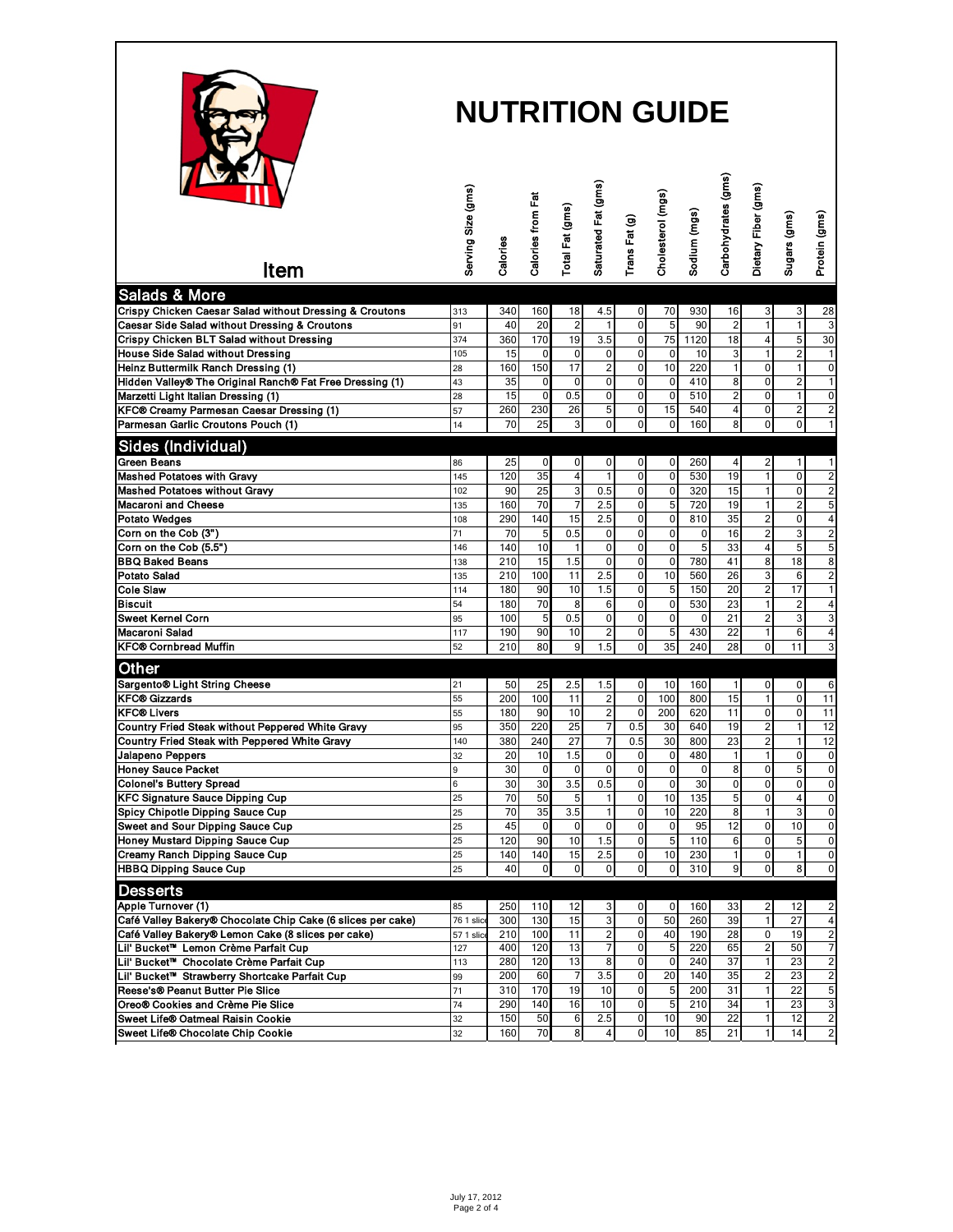# NUTRITION GUIDE

| Item | Serving Size (gms) | Calories | Calories from Fat | Total Fat (gms) | Saturated Fat (gms) | Trans Fat (g) | Cholesterol (mgs) | Sodium (mgs) | Carbohydrates (gms) | Dietary Fiber (gms) | Sugars (gms) | Protein (gms) |
|---|---|---|---|---|---|---|---|---|---|---|---|---|
| **Salads & More** | | | | | | | | | | | | |
| Crispy Chicken Caesar Salad without Dressing & Croutons | 313 | 340 | 160 | 18 | 4.5 | 0 | 70 | 930 | 16 | 3 | 3 | 28 |
| Caesar Side Salad without Dressing & Croutons | 91 | 40 | 20 | 2 | 1 | 0 | 5 | 90 | 2 | 1 | 1 | 3 |
| Crispy Chicken BLT Salad without Dressing | 374 | 360 | 170 | 19 | 3.5 | 0 | 75 | 1120 | 18 | 4 | 5 | 30 |
| House Side Salad without Dressing | 105 | 15 | 0 | 0 | 0 | 0 | 0 | 10 | 3 | 1 | 2 | 1 |
| Heinz Buttermilk Ranch Dressing (1) | 28 | 160 | 150 | 17 | 2 | 0 | 10 | 220 | 1 | 0 | 1 | 0 |
| Hidden Valley® The Original Ranch® Fat Free Dressing (1) | 43 | 35 | 0 | 0 | 0 | 0 | 0 | 410 | 8 | 0 | 2 | 1 |
| Marzetti Light Italian Dressing (1) | 28 | 15 | 0 | 0.5 | 0 | 0 | 0 | 510 | 2 | 0 | 1 | 0 |
| KFC® Creamy Parmesan Caesar Dressing (1) | 57 | 260 | 230 | 26 | 5 | 0 | 15 | 540 | 4 | 0 | 2 | 2 |
| Parmesan Garlic Croutons Pouch (1) | 14 | 70 | 25 | 3 | 0 | 0 | 0 | 160 | 8 | 0 | 0 | 1 |
| **Sides (Individual)** | | | | | | | | | | | | |
| Green Beans | 86 | 25 | 0 | 0 | 0 | 0 | 0 | 260 | 4 | 2 | 1 | 1 |
| Mashed Potatoes with Gravy | 145 | 120 | 35 | 4 | 1 | 0 | 0 | 530 | 19 | 1 | 0 | 2 |
| Mashed Potatoes without Gravy | 102 | 90 | 25 | 3 | 0.5 | 0 | 0 | 320 | 15 | 1 | 0 | 2 |
| Macaroni and Cheese | 135 | 160 | 70 | 7 | 2.5 | 0 | 5 | 720 | 19 | 1 | 2 | 5 |
| Potato Wedges | 108 | 290 | 140 | 15 | 2.5 | 0 | 0 | 810 | 35 | 2 | 0 | 4 |
| Corn on the Cob (3") | 71 | 70 | 5 | 0.5 | 0 | 0 | 0 | 0 | 16 | 2 | 3 | 2 |
| Corn on the Cob (5.5") | 146 | 140 | 10 | 1 | 0 | 0 | 0 | 5 | 33 | 4 | 5 | 5 |
| BBQ Baked Beans | 138 | 210 | 15 | 1.5 | 0 | 0 | 0 | 780 | 41 | 8 | 18 | 8 |
| Potato Salad | 135 | 210 | 100 | 11 | 2.5 | 0 | 10 | 560 | 26 | 3 | 6 | 2 |
| Cole Slaw | 114 | 180 | 90 | 10 | 1.5 | 0 | 5 | 150 | 20 | 2 | 17 | 1 |
| Biscuit | 54 | 180 | 70 | 8 | 6 | 0 | 0 | 530 | 23 | 1 | 2 | 4 |
| Sweet Kernel Corn | 95 | 100 | 5 | 0.5 | 0 | 0 | 0 | 0 | 21 | 2 | 3 | 3 |
| Macaroni Salad | 117 | 190 | 90 | 10 | 2 | 0 | 5 | 430 | 22 | 1 | 6 | 4 |
| KFC® Cornbread Muffin | 52 | 210 | 80 | 9 | 1.5 | 0 | 35 | 240 | 28 | 0 | 11 | 3 |
| **Other** | | | | | | | | | | | | |
| Sargento® Light String Cheese | 21 | 50 | 25 | 2.5 | 1.5 | 0 | 10 | 160 | 1 | 0 | 0 | 6 |
| KFC® Gizzards | 55 | 200 | 100 | 11 | 2 | 0 | 100 | 800 | 15 | 1 | 0 | 11 |
| KFC® Livers | 55 | 180 | 90 | 10 | 2 | 0 | 200 | 620 | 11 | 0 | 0 | 11 |
| Country Fried Steak without Peppered White Gravy | 95 | 350 | 220 | 25 | 7 | 0.5 | 30 | 640 | 19 | 2 | 1 | 12 |
| Country Fried Steak with Peppered White Gravy | 140 | 380 | 240 | 27 | 7 | 0.5 | 30 | 800 | 23 | 2 | 1 | 12 |
| Jalapeno Peppers | 32 | 20 | 10 | 1.5 | 0 | 0 | 0 | 480 | 1 | 1 | 0 | 0 |
| Honey Sauce Packet | 9 | 30 | 0 | 0 | 0 | 0 | 0 | 0 | 8 | 0 | 5 | 0 |
| Colonel's Buttery Spread | 6 | 30 | 30 | 3.5 | 0.5 | 0 | 0 | 30 | 0 | 0 | 0 | 0 |
| KFC Signature Sauce Dipping Cup | 25 | 70 | 50 | 5 | 1 | 0 | 10 | 135 | 5 | 0 | 4 | 0 |
| Spicy Chipotle Dipping Sauce Cup | 25 | 70 | 35 | 3.5 | 1 | 0 | 10 | 220 | 8 | 1 | 3 | 0 |
| Sweet and Sour Dipping Sauce Cup | 25 | 45 | 0 | 0 | 0 | 0 | 0 | 95 | 12 | 0 | 10 | 0 |
| Honey Mustard Dipping Sauce Cup | 25 | 120 | 90 | 10 | 1.5 | 0 | 5 | 110 | 6 | 0 | 5 | 0 |
| Creamy Ranch Dipping Sauce Cup | 25 | 140 | 140 | 15 | 2.5 | 0 | 10 | 230 | 1 | 0 | 1 | 0 |
| HBBQ Dipping Sauce Cup | 25 | 40 | 0 | 0 | 0 | 0 | 0 | 310 | 9 | 0 | 8 | 0 |
| **Desserts** | | | | | | | | | | | | |
| Apple Turnover (1) | 85 | 250 | 110 | 12 | 3 | 0 | 0 | 160 | 33 | 2 | 12 | 2 |
| Café Valley Bakery® Chocolate Chip Cake (6 slices per cake) | 76 1 slice | 300 | 130 | 15 | 3 | 0 | 50 | 260 | 39 | 1 | 27 | 4 |
| Café Valley Bakery® Lemon Cake (8 slices per cake) | 57 1 slice | 210 | 100 | 11 | 2 | 0 | 40 | 190 | 28 | 0 | 19 | 2 |
| Lil' Bucket™ Lemon Crème Parfait Cup | 127 | 400 | 120 | 13 | 7 | 0 | 5 | 220 | 65 | 2 | 50 | 7 |
| Lil' Bucket™ Chocolate Crème Parfait Cup | 113 | 280 | 120 | 13 | 8 | 0 | 0 | 240 | 37 | 1 | 23 | 2 |
| Lil' Bucket™ Strawberry Shortcake Parfait Cup | 99 | 200 | 60 | 7 | 3.5 | 0 | 20 | 140 | 35 | 2 | 23 | 2 |
| Reese's® Peanut Butter Pie Slice | 71 | 310 | 170 | 19 | 10 | 0 | 5 | 200 | 31 | 1 | 22 | 5 |
| Oreo® Cookies and Crème Pie Slice | 74 | 290 | 140 | 16 | 10 | 0 | 5 | 210 | 34 | 1 | 23 | 3 |
| Sweet Life® Oatmeal Raisin Cookie | 32 | 150 | 50 | 6 | 2.5 | 0 | 10 | 90 | 22 | 1 | 12 | 2 |
| Sweet Life® Chocolate Chip Cookie | 32 | 160 | 70 | 8 | 4 | 0 | 10 | 85 | 21 | 1 | 14 | 2 |

July 17, 2012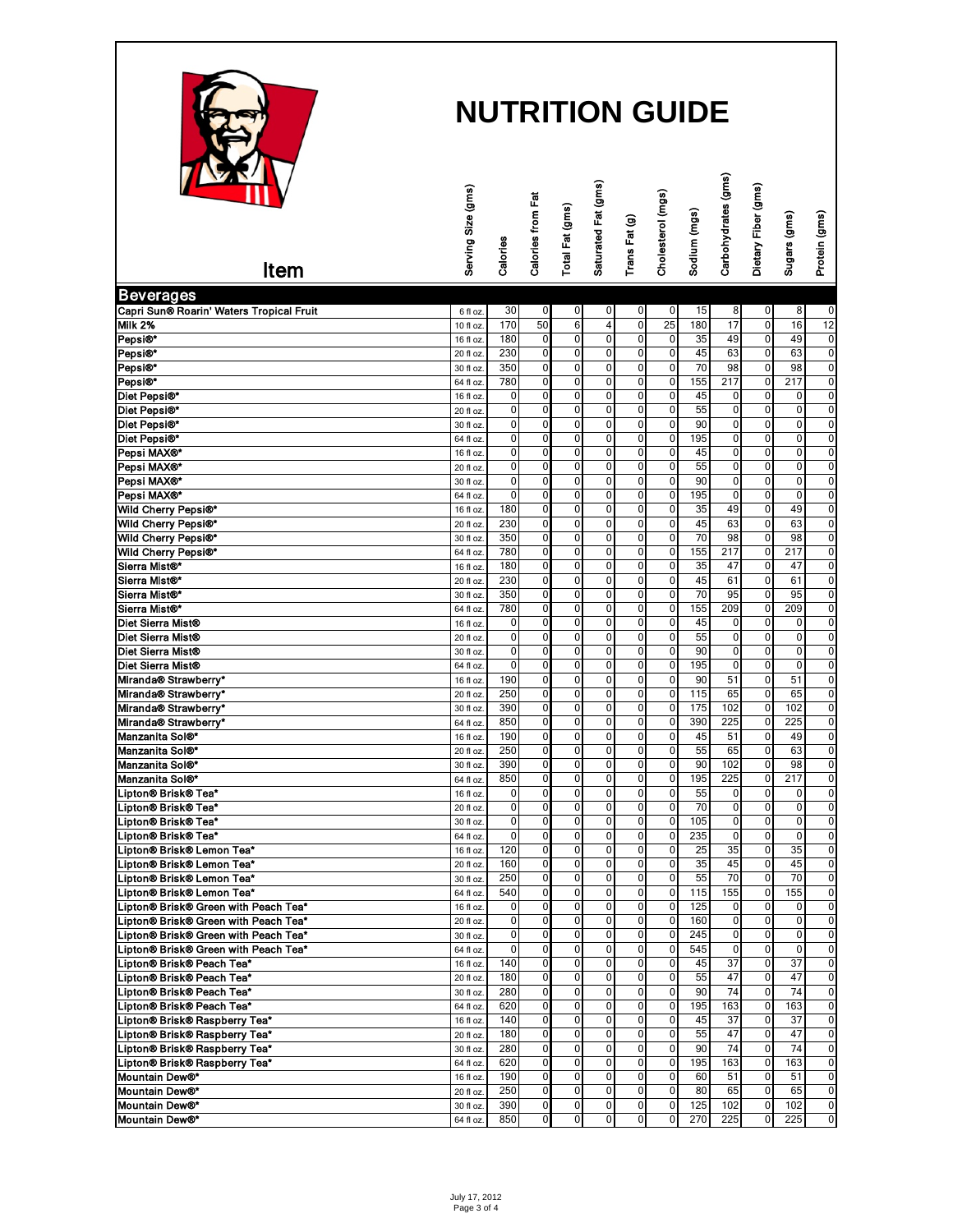# NUTRITION GUIDE

| Item | Serving Size (gms) | Calories | Calories from Fat | Total Fat (gms) | Saturated Fat (gms) | Trans Fat (g) | Cholesterol (mgs) | Sodium (mgs) | Carbohydrates (gms) | Dietary Fiber (gms) | Sugars (gms) | Protein (gms) |
|---|---|---|---|---|---|---|---|---|---|---|---|---|
| **Beverages** | | | | | | | | | | | | |
| Capri Sun® Roarin' Waters Tropical Fruit | 6 fl oz. | 30 | 0 | 0 | 0 | 0 | 0 | 15 | 8 | 0 | 8 | 0 |
| Milk 2% | 10 fl oz. | 170 | 50 | 6 | 4 | 0 | 25 | 180 | 17 | 0 | 16 | 12 |
| Pepsi®* | 16 fl oz. | 180 | 0 | 0 | 0 | 0 | 0 | 35 | 49 | 0 | 49 | 0 |
| Pepsi®* | 20 fl oz. | 230 | 0 | 0 | 0 | 0 | 0 | 45 | 63 | 0 | 63 | 0 |
| Pepsi®* | 30 fl oz. | 350 | 0 | 0 | 0 | 0 | 0 | 70 | 98 | 0 | 98 | 0 |
| Pepsi®* | 64 fl oz. | 780 | 0 | 0 | 0 | 0 | 0 | 155 | 217 | 0 | 217 | 0 |
| Diet Pepsi®* | 16 fl oz. | 0 | 0 | 0 | 0 | 0 | 0 | 45 | 0 | 0 | 0 | 0 |
| Diet Pepsi®* | 20 fl oz. | 0 | 0 | 0 | 0 | 0 | 0 | 55 | 0 | 0 | 0 | 0 |
| Diet Pepsi®* | 30 fl oz. | 0 | 0 | 0 | 0 | 0 | 0 | 90 | 0 | 0 | 0 | 0 |
| Diet Pepsi®* | 64 fl oz. | 0 | 0 | 0 | 0 | 0 | 0 | 195 | 0 | 0 | 0 | 0 |
| Pepsi MAX®* | 16 fl oz. | 0 | 0 | 0 | 0 | 0 | 0 | 45 | 0 | 0 | 0 | 0 |
| Pepsi MAX®* | 20 fl oz. | 0 | 0 | 0 | 0 | 0 | 0 | 55 | 0 | 0 | 0 | 0 |
| Pepsi MAX®* | 30 fl oz. | 0 | 0 | 0 | 0 | 0 | 0 | 90 | 0 | 0 | 0 | 0 |
| Pepsi MAX®* | 64 fl oz. | 0 | 0 | 0 | 0 | 0 | 0 | 195 | 0 | 0 | 0 | 0 |
| Wild Cherry Pepsi®* | 16 fl oz. | 180 | 0 | 0 | 0 | 0 | 0 | 35 | 49 | 0 | 49 | 0 |
| Wild Cherry Pepsi®* | 20 fl oz. | 230 | 0 | 0 | 0 | 0 | 0 | 45 | 63 | 0 | 63 | 0 |
| Wild Cherry Pepsi®* | 30 fl oz. | 350 | 0 | 0 | 0 | 0 | 0 | 70 | 98 | 0 | 98 | 0 |
| Wild Cherry Pepsi®* | 64 fl oz. | 780 | 0 | 0 | 0 | 0 | 0 | 155 | 217 | 0 | 217 | 0 |
| Sierra Mist®* | 16 fl oz. | 180 | 0 | 0 | 0 | 0 | 0 | 35 | 47 | 0 | 47 | 0 |
| Sierra Mist®* | 20 fl oz. | 230 | 0 | 0 | 0 | 0 | 0 | 45 | 61 | 0 | 61 | 0 |
| Sierra Mist®* | 30 fl oz. | 350 | 0 | 0 | 0 | 0 | 0 | 70 | 95 | 0 | 95 | 0 |
| Sierra Mist®* | 64 fl oz. | 780 | 0 | 0 | 0 | 0 | 0 | 155 | 209 | 0 | 209 | 0 |
| Diet Sierra Mist® | 16 fl oz. | 0 | 0 | 0 | 0 | 0 | 0 | 45 | 0 | 0 | 0 | 0 |
| Diet Sierra Mist® | 20 fl oz. | 0 | 0 | 0 | 0 | 0 | 0 | 55 | 0 | 0 | 0 | 0 |
| Diet Sierra Mist® | 30 fl oz. | 0 | 0 | 0 | 0 | 0 | 0 | 90 | 0 | 0 | 0 | 0 |
| Diet Sierra Mist® | 64 fl oz. | 0 | 0 | 0 | 0 | 0 | 0 | 195 | 0 | 0 | 0 | 0 |
| Miranda® Strawberry* | 16 fl oz. | 190 | 0 | 0 | 0 | 0 | 0 | 90 | 51 | 0 | 51 | 0 |
| Miranda® Strawberry* | 20 fl oz. | 250 | 0 | 0 | 0 | 0 | 0 | 115 | 65 | 0 | 65 | 0 |
| Miranda® Strawberry* | 30 fl oz. | 390 | 0 | 0 | 0 | 0 | 0 | 175 | 102 | 0 | 102 | 0 |
| Miranda® Strawberry* | 64 fl oz. | 850 | 0 | 0 | 0 | 0 | 0 | 390 | 225 | 0 | 225 | 0 |
| Manzanita Sol®* | 16 fl oz. | 190 | 0 | 0 | 0 | 0 | 0 | 45 | 51 | 0 | 49 | 0 |
| Manzanita Sol®* | 20 fl oz. | 250 | 0 | 0 | 0 | 0 | 0 | 55 | 65 | 0 | 63 | 0 |
| Manzanita Sol®* | 30 fl oz. | 390 | 0 | 0 | 0 | 0 | 0 | 90 | 102 | 0 | 98 | 0 |
| Manzanita Sol®* | 64 fl oz. | 850 | 0 | 0 | 0 | 0 | 0 | 195 | 225 | 0 | 217 | 0 |
| Lipton® Brisk® Tea* | 16 fl oz. | 0 | 0 | 0 | 0 | 0 | 0 | 55 | 0 | 0 | 0 | 0 |
| Lipton® Brisk® Tea* | 20 fl oz. | 0 | 0 | 0 | 0 | 0 | 0 | 70 | 0 | 0 | 0 | 0 |
| Lipton® Brisk® Tea* | 30 fl oz. | 0 | 0 | 0 | 0 | 0 | 0 | 105 | 0 | 0 | 0 | 0 |
| Lipton® Brisk® Tea* | 64 fl oz. | 0 | 0 | 0 | 0 | 0 | 0 | 235 | 0 | 0 | 0 | 0 |
| Lipton® Brisk® Lemon Tea* | 16 fl oz. | 120 | 0 | 0 | 0 | 0 | 0 | 25 | 35 | 0 | 35 | 0 |
| Lipton® Brisk® Lemon Tea* | 20 fl oz. | 160 | 0 | 0 | 0 | 0 | 0 | 35 | 45 | 0 | 45 | 0 |
| Lipton® Brisk® Lemon Tea* | 30 fl oz. | 250 | 0 | 0 | 0 | 0 | 0 | 55 | 70 | 0 | 70 | 0 |
| Lipton® Brisk® Lemon Tea* | 64 fl oz. | 540 | 0 | 0 | 0 | 0 | 0 | 115 | 155 | 0 | 155 | 0 |
| Lipton® Brisk® Green with Peach Tea* | 16 fl oz. | 0 | 0 | 0 | 0 | 0 | 0 | 125 | 0 | 0 | 0 | 0 |
| Lipton® Brisk® Green with Peach Tea* | 20 fl oz. | 0 | 0 | 0 | 0 | 0 | 0 | 160 | 0 | 0 | 0 | 0 |
| Lipton® Brisk® Green with Peach Tea* | 30 fl oz. | 0 | 0 | 0 | 0 | 0 | 0 | 245 | 0 | 0 | 0 | 0 |
| Lipton® Brisk® Green with Peach Tea* | 64 fl oz. | 0 | 0 | 0 | 0 | 0 | 0 | 545 | 0 | 0 | 0 | 0 |
| Lipton® Brisk® Peach Tea* | 16 fl oz. | 140 | 0 | 0 | 0 | 0 | 0 | 45 | 37 | 0 | 37 | 0 |
| Lipton® Brisk® Peach Tea* | 20 fl oz. | 180 | 0 | 0 | 0 | 0 | 0 | 55 | 47 | 0 | 47 | 0 |
| Lipton® Brisk® Peach Tea* | 30 fl oz. | 280 | 0 | 0 | 0 | 0 | 0 | 90 | 74 | 0 | 74 | 0 |
| Lipton® Brisk® Peach Tea* | 64 fl oz. | 620 | 0 | 0 | 0 | 0 | 0 | 195 | 163 | 0 | 163 | 0 |
| Lipton® Brisk® Raspberry Tea* | 16 fl oz. | 140 | 0 | 0 | 0 | 0 | 0 | 45 | 37 | 0 | 37 | 0 |
| Lipton® Brisk® Raspberry Tea* | 20 fl oz. | 180 | 0 | 0 | 0 | 0 | 0 | 55 | 47 | 0 | 47 | 0 |
| Lipton® Brisk® Raspberry Tea* | 30 fl oz. | 280 | 0 | 0 | 0 | 0 | 0 | 90 | 74 | 0 | 74 | 0 |
| Lipton® Brisk® Raspberry Tea* | 64 fl oz. | 620 | 0 | 0 | 0 | 0 | 0 | 195 | 163 | 0 | 163 | 0 |
| Mountain Dew®* | 16 fl oz. | 190 | 0 | 0 | 0 | 0 | 0 | 60 | 51 | 0 | 51 | 0 |
| Mountain Dew®* | 20 fl oz. | 250 | 0 | 0 | 0 | 0 | 0 | 80 | 65 | 0 | 65 | 0 |
| Mountain Dew®* | 30 fl oz. | 390 | 0 | 0 | 0 | 0 | 0 | 125 | 102 | 0 | 102 | 0 |
| Mountain Dew®* | 64 fl oz. | 850 | 0 | 0 | 0 | 0 | 0 | 270 | 225 | 0 | 225 | 0 |

July 17, 2012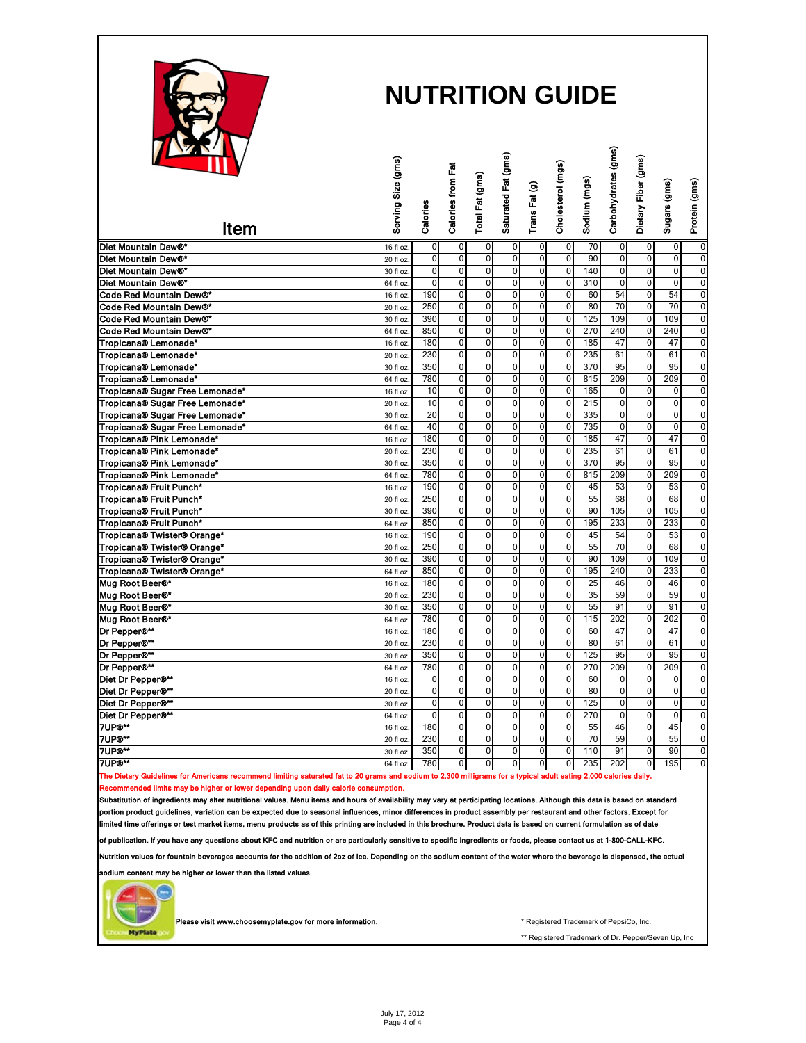# NUTRITION GUIDE

| Item | Serving Size (gms) | Calories | Calories from Fat | Total Fat (gms) | Saturated Fat (gms) | Trans Fat (g) | Cholesterol (mgs) | Sodium (mgs) | Carbohydrates (gms) | Dietary Fiber (gms) | Sugars (gms) | Protein (gms) |
|---|---|---|---|---|---|---|---|---|---|---|---|---|
| Diet Mountain Dew®* | 16 fl oz. | 0 | 0 | 0 | 0 | 0 | 0 | 70 | 0 | 0 | 0 | 0 |
| Diet Mountain Dew®* | 20 fl oz. | 0 | 0 | 0 | 0 | 0 | 0 | 90 | 0 | 0 | 0 | 0 |
| Diet Mountain Dew®* | 30 fl oz. | 0 | 0 | 0 | 0 | 0 | 0 | 140 | 0 | 0 | 0 | 0 |
| Diet Mountain Dew®* | 64 fl oz. | 0 | 0 | 0 | 0 | 0 | 0 | 310 | 0 | 0 | 0 | 0 |
| Code Red Mountain Dew®* | 16 fl oz. | 190 | 0 | 0 | 0 | 0 | 0 | 60 | 54 | 0 | 54 | 0 |
| Code Red Mountain Dew®* | 20 fl oz. | 250 | 0 | 0 | 0 | 0 | 0 | 80 | 70 | 0 | 70 | 0 |
| Code Red Mountain Dew®* | 30 fl oz. | 390 | 0 | 0 | 0 | 0 | 0 | 125 | 109 | 0 | 109 | 0 |
| Code Red Mountain Dew®* | 64 fl oz. | 850 | 0 | 0 | 0 | 0 | 0 | 270 | 240 | 0 | 240 | 0 |
| Tropicana® Lemonade* | 16 fl oz. | 180 | 0 | 0 | 0 | 0 | 0 | 185 | 47 | 0 | 47 | 0 |
| Tropicana® Lemonade* | 20 fl oz. | 230 | 0 | 0 | 0 | 0 | 0 | 235 | 61 | 0 | 61 | 0 |
| Tropicana® Lemonade* | 30 fl oz. | 350 | 0 | 0 | 0 | 0 | 0 | 370 | 95 | 0 | 95 | 0 |
| Tropicana® Lemonade* | 64 fl oz. | 780 | 0 | 0 | 0 | 0 | 0 | 815 | 209 | 0 | 209 | 0 |
| Tropicana® Sugar Free Lemonade* | 16 fl oz. | 10 | 0 | 0 | 0 | 0 | 0 | 165 | 0 | 0 | 0 | 0 |
| Tropicana® Sugar Free Lemonade* | 20 fl oz. | 10 | 0 | 0 | 0 | 0 | 0 | 215 | 0 | 0 | 0 | 0 |
| Tropicana® Sugar Free Lemonade* | 30 fl oz. | 20 | 0 | 0 | 0 | 0 | 0 | 335 | 0 | 0 | 0 | 0 |
| Tropicana® Sugar Free Lemonade* | 64 fl oz. | 40 | 0 | 0 | 0 | 0 | 0 | 735 | 0 | 0 | 0 | 0 |
| Tropicana® Pink Lemonade* | 16 fl oz. | 180 | 0 | 0 | 0 | 0 | 0 | 185 | 47 | 0 | 47 | 0 |
| Tropicana® Pink Lemonade* | 20 fl oz. | 230 | 0 | 0 | 0 | 0 | 0 | 235 | 61 | 0 | 61 | 0 |
| Tropicana® Pink Lemonade* | 30 fl oz. | 350 | 0 | 0 | 0 | 0 | 0 | 370 | 95 | 0 | 95 | 0 |
| Tropicana® Pink Lemonade* | 64 fl oz. | 780 | 0 | 0 | 0 | 0 | 0 | 815 | 209 | 0 | 209 | 0 |
| Tropicana® Fruit Punch* | 16 fl oz. | 190 | 0 | 0 | 0 | 0 | 0 | 45 | 53 | 0 | 53 | 0 |
| Tropicana® Fruit Punch* | 20 fl oz. | 250 | 0 | 0 | 0 | 0 | 0 | 55 | 68 | 0 | 68 | 0 |
| Tropicana® Fruit Punch* | 30 fl oz. | 390 | 0 | 0 | 0 | 0 | 0 | 90 | 105 | 0 | 105 | 0 |
| Tropicana® Fruit Punch* | 64 fl oz. | 850 | 0 | 0 | 0 | 0 | 0 | 195 | 233 | 0 | 233 | 0 |
| Tropicana® Twister® Orange* | 16 fl oz. | 190 | 0 | 0 | 0 | 0 | 0 | 45 | 54 | 0 | 53 | 0 |
| Tropicana® Twister® Orange* | 20 fl oz. | 250 | 0 | 0 | 0 | 0 | 0 | 55 | 70 | 0 | 68 | 0 |
| Tropicana® Twister® Orange* | 30 fl oz. | 390 | 0 | 0 | 0 | 0 | 0 | 90 | 109 | 0 | 109 | 0 |
| Tropicana® Twister® Orange* | 64 fl oz. | 850 | 0 | 0 | 0 | 0 | 0 | 195 | 240 | 0 | 233 | 0 |
| Mug Root Beer®* | 16 fl oz. | 180 | 0 | 0 | 0 | 0 | 0 | 25 | 46 | 0 | 46 | 0 |
| Mug Root Beer®* | 20 fl oz. | 230 | 0 | 0 | 0 | 0 | 0 | 35 | 59 | 0 | 59 | 0 |
| Mug Root Beer®* | 30 fl oz. | 350 | 0 | 0 | 0 | 0 | 0 | 55 | 91 | 0 | 91 | 0 |
| Mug Root Beer®* | 64 fl oz. | 780 | 0 | 0 | 0 | 0 | 0 | 115 | 202 | 0 | 202 | 0 |
| Dr Pepper®** | 16 fl oz. | 180 | 0 | 0 | 0 | 0 | 0 | 60 | 47 | 0 | 47 | 0 |
| Dr Pepper®** | 20 fl oz. | 230 | 0 | 0 | 0 | 0 | 0 | 80 | 61 | 0 | 61 | 0 |
| Dr Pepper®** | 30 fl oz. | 350 | 0 | 0 | 0 | 0 | 0 | 125 | 95 | 0 | 95 | 0 |
| Dr Pepper®** | 64 fl oz. | 780 | 0 | 0 | 0 | 0 | 0 | 270 | 209 | 0 | 209 | 0 |
| Diet Dr Pepper®** | 16 fl oz. | 0 | 0 | 0 | 0 | 0 | 0 | 60 | 0 | 0 | 0 | 0 |
| Diet Dr Pepper®** | 20 fl oz. | 0 | 0 | 0 | 0 | 0 | 0 | 80 | 0 | 0 | 0 | 0 |
| Diet Dr Pepper®** | 30 fl oz. | 0 | 0 | 0 | 0 | 0 | 0 | 125 | 0 | 0 | 0 | 0 |
| Diet Dr Pepper®** | 64 fl oz. | 0 | 0 | 0 | 0 | 0 | 0 | 270 | 0 | 0 | 0 | 0 |
| 7UP®** | 16 fl oz. | 180 | 0 | 0 | 0 | 0 | 0 | 55 | 46 | 0 | 45 | 0 |
| 7UP®** | 20 fl oz. | 230 | 0 | 0 | 0 | 0 | 0 | 70 | 59 | 0 | 55 | 0 |
| 7UP®** | 30 fl oz. | 350 | 0 | 0 | 0 | 0 | 0 | 110 | 91 | 0 | 90 | 0 |
| 7UP®** | 64 fl oz. | 780 | 0 | 0 | 0 | 0 | 0 | 235 | 202 | 0 | 195 | 0 |

The Dietary Guidelines for Americans recommend limiting saturated fat to 20 grams and sodium to 2,300 milligrams for a typical adult eating 2,000 calories daily. Recommended limits may be higher or lower depending upon daily calorie consumption.

Substitution of ingredients may alter nutritional values. Menu items and hours of availability may vary at participating locations. Although this data is based on standard portion product guidelines, variation can be expected due to seasonal influences, minor differences in product assembly per restaurant and other factors. Except for limited time offerings or test market items, menu products as of this printing are included in this brochure. Product data is based on current formulation as of date of publication. If you have any questions about KFC and nutrition or are particularly sensitive to specific ingredients or foods, please contact us at 1-800-CALL-KFC.

Nutrition values for fountain beverages accounts for the addition of 2oz of ice. Depending on the sodium content of the water where the beverage is dispensed, the actual sodium content may be higher or lower than the listed values.

Please visit www.choosemyplate.gov for more information.

\* Registered Trademark of PepsiCo, Inc.

\** Registered Trademark of Dr. Pepper/Seven Up, Inc

July 17, 2012